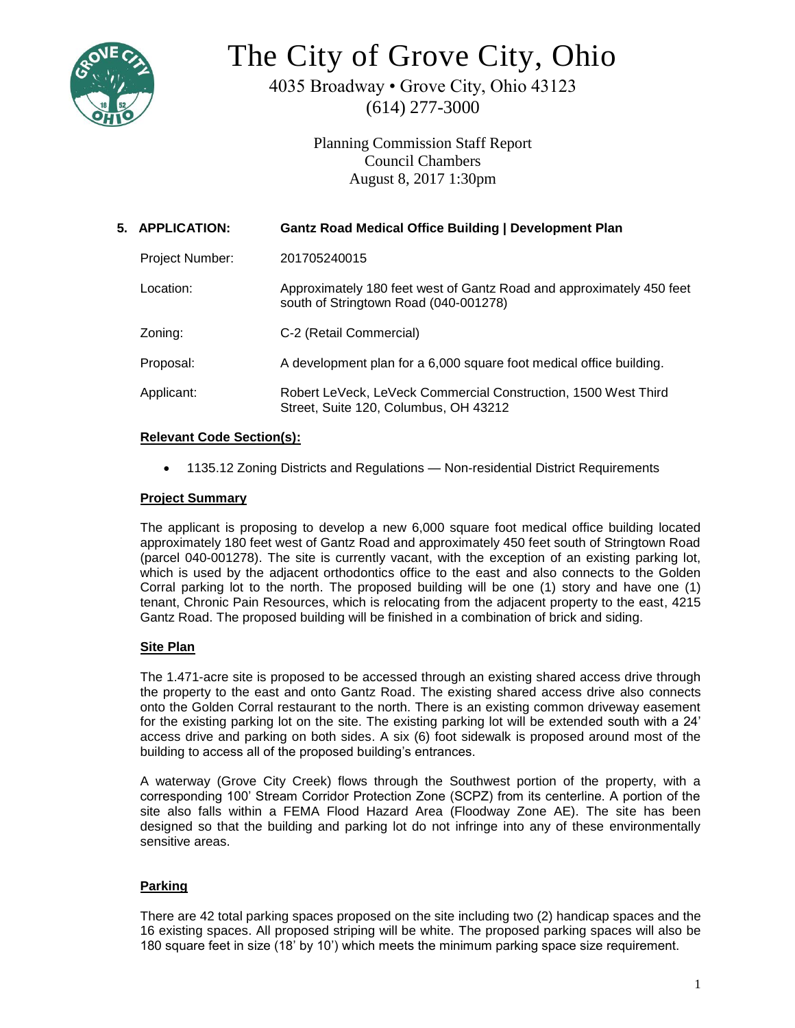# The City of Grove City, Ohio

4035 Broadway • Grove City, Ohio 43123
(614) 277-3000

Planning Commission Staff Report
Council Chambers
August 8, 2017 1:30pm

**5. APPLICATION: Gantz Road Medical Office Building | Development Plan**

Project Number: 201705240015

Location: Approximately 180 feet west of Gantz Road and approximately 450 feet south of Stringtown Road (040-001278)

Zoning: C-2 (Retail Commercial)

Proposal: A development plan for a 6,000 square foot medical office building.

Applicant: Robert LeVeck, LeVeck Commercial Construction, 1500 West Third Street, Suite 120, Columbus, OH 43212

**Relevant Code Section(s):**

- 1135.12 Zoning Districts and Regulations — Non-residential District Requirements

**Project Summary**

The applicant is proposing to develop a new 6,000 square foot medical office building located approximately 180 feet west of Gantz Road and approximately 450 feet south of Stringtown Road (parcel 040-001278). The site is currently vacant, with the exception of an existing parking lot, which is used by the adjacent orthodontics office to the east and also connects to the Golden Corral parking lot to the north. The proposed building will be one (1) story and have one (1) tenant, Chronic Pain Resources, which is relocating from the adjacent property to the east, 4215 Gantz Road. The proposed building will be finished in a combination of brick and siding.

**Site Plan**

The 1.471-acre site is proposed to be accessed through an existing shared access drive through the property to the east and onto Gantz Road. The existing shared access drive also connects onto the Golden Corral restaurant to the north. There is an existing common driveway easement for the existing parking lot on the site. The existing parking lot will be extended south with a 24' access drive and parking on both sides. A six (6) foot sidewalk is proposed around most of the building to access all of the proposed building's entrances.

A waterway (Grove City Creek) flows through the Southwest portion of the property, with a corresponding 100' Stream Corridor Protection Zone (SCPZ) from its centerline. A portion of the site also falls within a FEMA Flood Hazard Area (Floodway Zone AE). The site has been designed so that the building and parking lot do not infringe into any of these environmentally sensitive areas.

**Parking**

There are 42 total parking spaces proposed on the site including two (2) handicap spaces and the 16 existing spaces. All proposed striping will be white. The proposed parking spaces will also be 180 square feet in size (18' by 10') which meets the minimum parking space size requirement.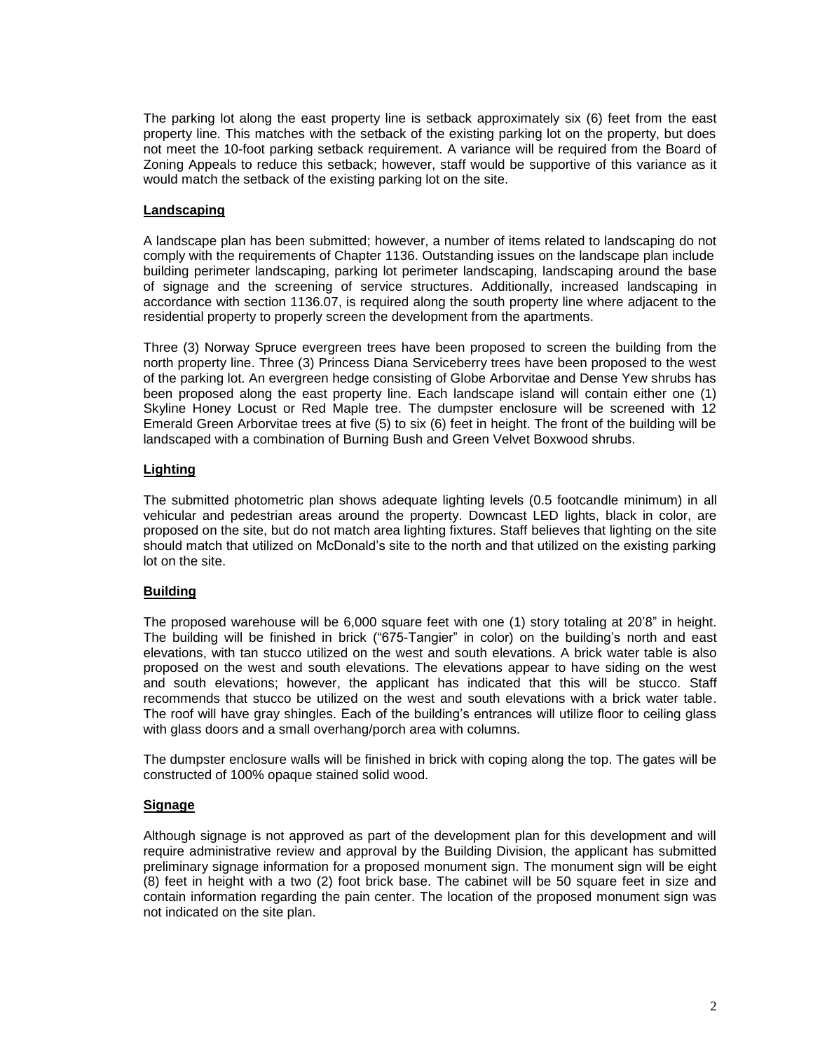The parking lot along the east property line is setback approximately six (6) feet from the east property line. This matches with the setback of the existing parking lot on the property, but does not meet the 10-foot parking setback requirement. A variance will be required from the Board of Zoning Appeals to reduce this setback; however, staff would be supportive of this variance as it would match the setback of the existing parking lot on the site.

## Landscaping

A landscape plan has been submitted; however, a number of items related to landscaping do not comply with the requirements of Chapter 1136. Outstanding issues on the landscape plan include building perimeter landscaping, parking lot perimeter landscaping, landscaping around the base of signage and the screening of service structures. Additionally, increased landscaping in accordance with section 1136.07, is required along the south property line where adjacent to the residential property to properly screen the development from the apartments.

Three (3) Norway Spruce evergreen trees have been proposed to screen the building from the north property line. Three (3) Princess Diana Serviceberry trees have been proposed to the west of the parking lot. An evergreen hedge consisting of Globe Arborvitae and Dense Yew shrubs has been proposed along the east property line. Each landscape island will contain either one (1) Skyline Honey Locust or Red Maple tree. The dumpster enclosure will be screened with 12 Emerald Green Arborvitae trees at five (5) to six (6) feet in height. The front of the building will be landscaped with a combination of Burning Bush and Green Velvet Boxwood shrubs.

## Lighting

The submitted photometric plan shows adequate lighting levels (0.5 footcandle minimum) in all vehicular and pedestrian areas around the property. Downcast LED lights, black in color, are proposed on the site, but do not match area lighting fixtures. Staff believes that lighting on the site should match that utilized on McDonald's site to the north and that utilized on the existing parking lot on the site.

## Building

The proposed warehouse will be 6,000 square feet with one (1) story totaling at 20'8" in height. The building will be finished in brick ("675-Tangier" in color) on the building's north and east elevations, with tan stucco utilized on the west and south elevations. A brick water table is also proposed on the west and south elevations. The elevations appear to have siding on the west and south elevations; however, the applicant has indicated that this will be stucco. Staff recommends that stucco be utilized on the west and south elevations with a brick water table. The roof will have gray shingles. Each of the building's entrances will utilize floor to ceiling glass with glass doors and a small overhang/porch area with columns.

The dumpster enclosure walls will be finished in brick with coping along the top. The gates will be constructed of 100% opaque stained solid wood.

## Signage

Although signage is not approved as part of the development plan for this development and will require administrative review and approval by the Building Division, the applicant has submitted preliminary signage information for a proposed monument sign. The monument sign will be eight (8) feet in height with a two (2) foot brick base. The cabinet will be 50 square feet in size and contain information regarding the pain center. The location of the proposed monument sign was not indicated on the site plan.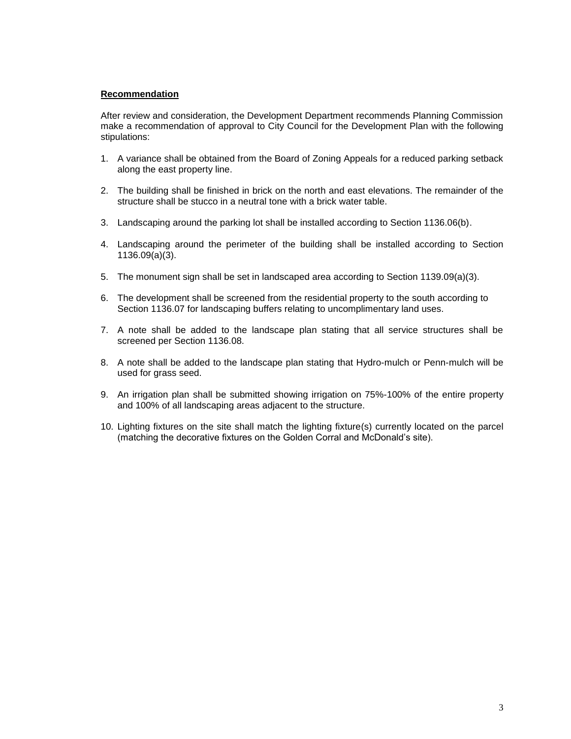**Recommendation**

After review and consideration, the Development Department recommends Planning Commission make a recommendation of approval to City Council for the Development Plan with the following stipulations:

1. A variance shall be obtained from the Board of Zoning Appeals for a reduced parking setback along the east property line.

2. The building shall be finished in brick on the north and east elevations. The remainder of the structure shall be stucco in a neutral tone with a brick water table.

3. Landscaping around the parking lot shall be installed according to Section 1136.06(b).

4. Landscaping around the perimeter of the building shall be installed according to Section 1136.09(a)(3).

5. The monument sign shall be set in landscaped area according to Section 1139.09(a)(3).

6. The development shall be screened from the residential property to the south according to Section 1136.07 for landscaping buffers relating to uncomplimentary land uses.

7. A note shall be added to the landscape plan stating that all service structures shall be screened per Section 1136.08.

8. A note shall be added to the landscape plan stating that Hydro-mulch or Penn-mulch will be used for grass seed.

9. An irrigation plan shall be submitted showing irrigation on 75%-100% of the entire property and 100% of all landscaping areas adjacent to the structure.

10. Lighting fixtures on the site shall match the lighting fixture(s) currently located on the parcel (matching the decorative fixtures on the Golden Corral and McDonald's site).